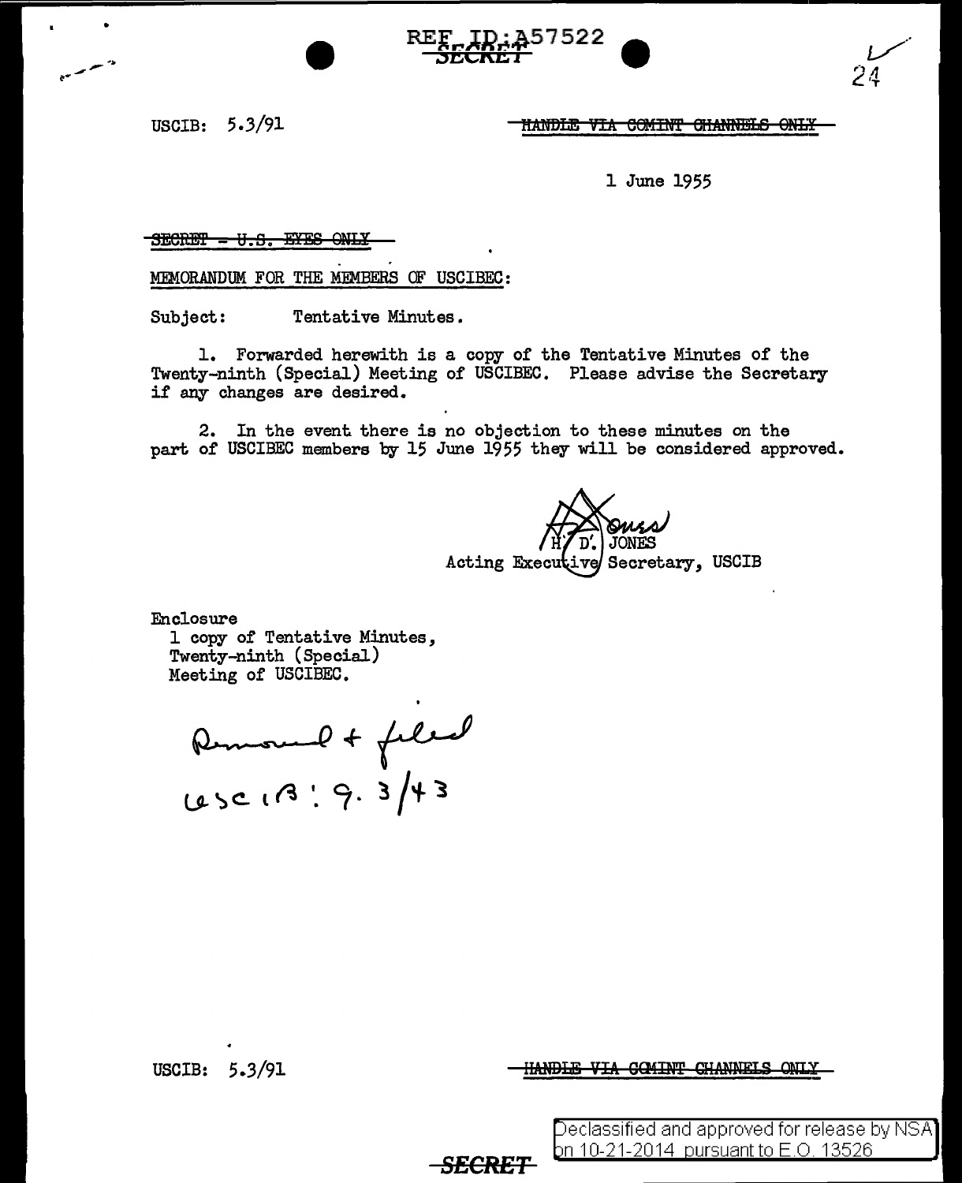REF ID:A57522

SECRET

USCIB: 5.3/91

HANDLE VIA COMINT CHANNELS ONLY

1 June 1955

SECRET - U.S. EYES ONLY

MEMORANDUM FOR THE MEMBERS OF USCIBEC:

Subject: Tentative Minutes.

1. Forwarded herewith is a copy of the Tentative Minutes of the Twenty-ninth (Special) Meeting of USCIBEC. Please advise the Secretary if any changes are desired.

2. In the event there is no objection to these minutes on the part of USCIBEC members by 15 June 1955 they will be considered approved.

H. D. JONES
Acting Executive Secretary, USCIB

Enclosure
1 copy of Tentative Minutes,
Twenty-ninth (Special)
Meeting of USCIBEC.

Removed & filed
USCIB: 9.3/43

USCIB: 5.3/91

HANDLE VIA COMINT CHANNELS ONLY

SECRET

Declassified and approved for release by NSA on 10-21-2014 pursuant to E.O. 13526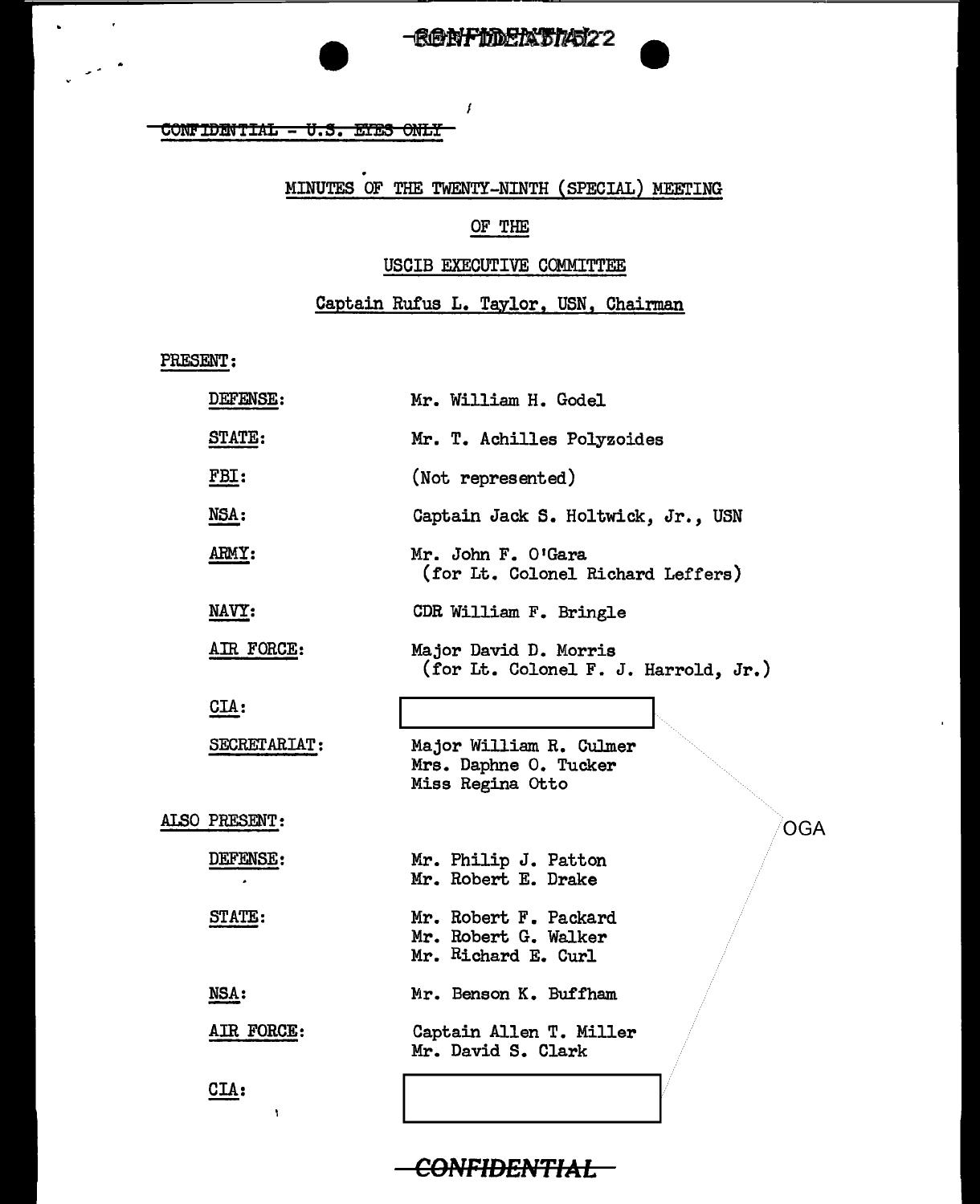~~CONFIDENTIAL - U.S. EYES ONLY~~

## MINUTES OF THE TWENTY-NINTH (SPECIAL) MEETING

## OF THE

## USCIB EXECUTIVE COMMITTEE

Captain Rufus L. Taylor, USN, Chairman

PRESENT:

| | |
|---|---|
| DEFENSE: | Mr. William H. Godel |
| STATE: | Mr. T. Achilles Polyzoides |
| FBI: | (Not represented) |
| NSA: | Captain Jack S. Holtwick, Jr., USN |
| ARMY: | Mr. John F. O'Gara (for Lt. Colonel Richard Leffers) |
| NAVY: | CDR William F. Bringle |
| AIR FORCE: | Major David D. Morris (for Lt. Colonel F. J. Harrold, Jr.) |
| CIA: | [redacted] |
| SECRETARIAT: | Major William R. Culmer<br>Mrs. Daphne O. Tucker<br>Miss Regina Otto |

ALSO PRESENT:

| | |
|---|---|
| DEFENSE: | Mr. Philip J. Patton<br>Mr. Robert E. Drake |
| STATE: | Mr. Robert F. Packard<br>Mr. Robert G. Walker<br>Mr. Richard E. Curl |
| NSA: | Mr. Benson K. Buffham |
| AIR FORCE: | Captain Allen T. Miller<br>Mr. David S. Clark |
| CIA: | [redacted] |

OGA

~~CONFIDENTIAL~~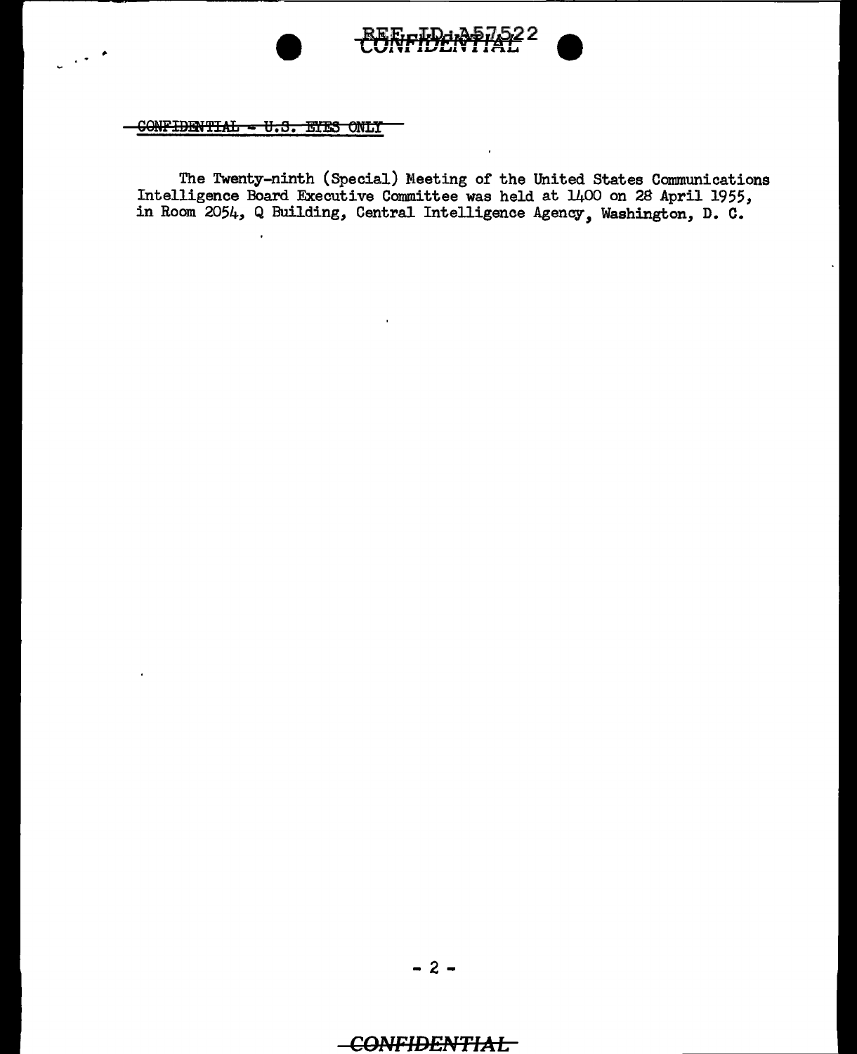~~CONFIDENTIAL - U.S. EYES ONLY~~

The Twenty-ninth (Special) Meeting of the United States Communications Intelligence Board Executive Committee was held at 1400 on 28 April 1955, in Room 2054, Q Building, Central Intelligence Agency, Washington, D. C.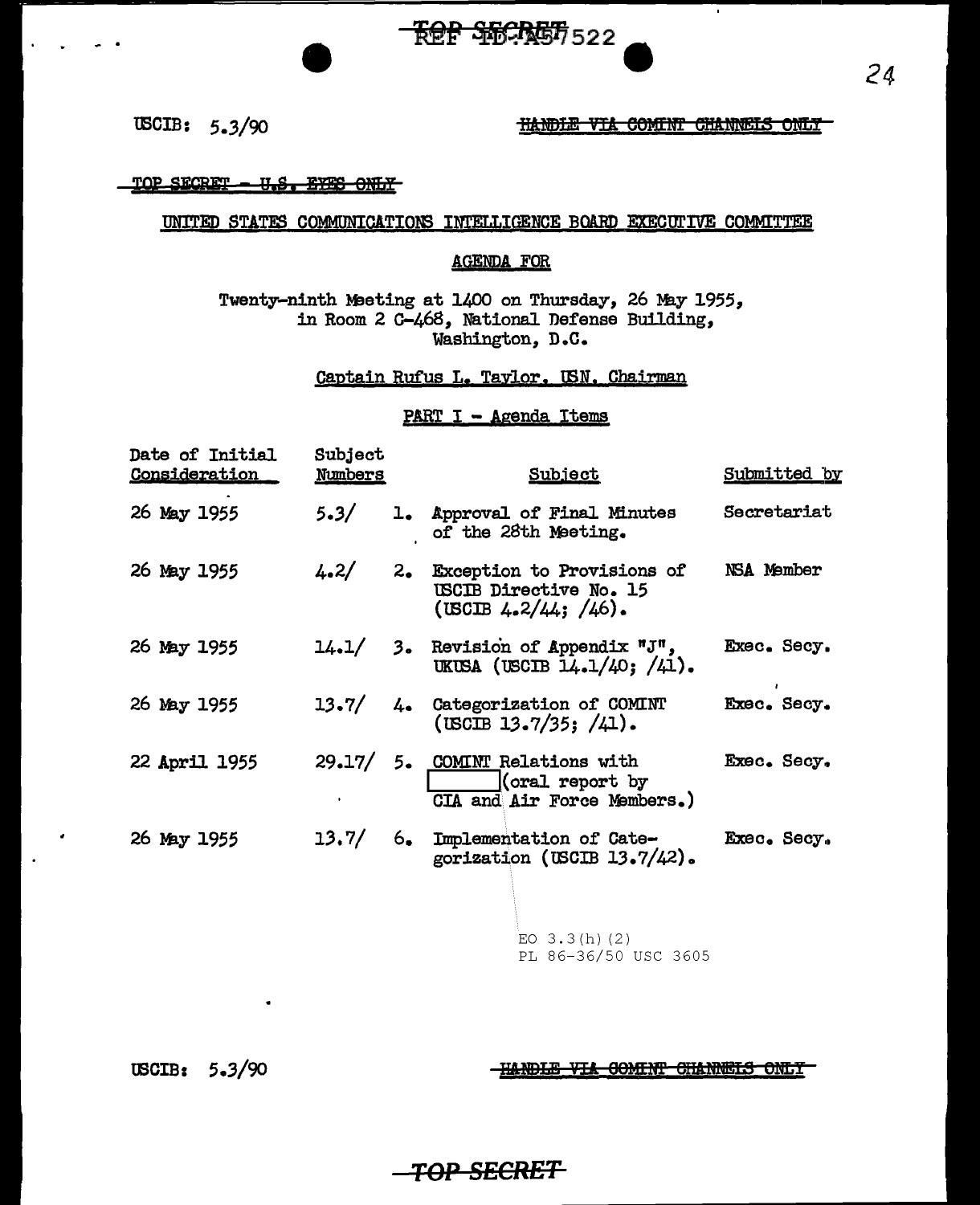USCIB: 5.3/90

~~HANDLE VIA COMINT CHANNELS ONLY~~

~~TOP SECRET - U.S. EYES ONLY~~

UNITED STATES COMMUNICATIONS INTELLIGENCE BOARD EXECUTIVE COMMITTEE

AGENDA FOR

Twenty-ninth Meeting at 1400 on Thursday, 26 May 1955, in Room 2 C-468, National Defense Building, Washington, D.C.

Captain Rufus L. Taylor, USN, Chairman

PART I - Agenda Items

| Date of Initial Consideration | Subject Numbers | | Subject | Submitted by |
|---|---|---|---|---|
| 26 May 1955 | 5.3/ | 1. | Approval of Final Minutes of the 28th Meeting. | Secretariat |
| 26 May 1955 | 4.2/ | 2. | Exception to Provisions of USCIB Directive No. 15 (USCIB 4.2/44; /46). | NSA Member |
| 26 May 1955 | 14.1/ | 3. | Revision of Appendix "J", UKUSA (USCIB 14.1/40; /41). | Exec. Secy. |
| 26 May 1955 | 13.7/ | 4. | Categorization of COMINT (USCIB 13.7/35; /41). | Exec. Secy. |
| 22 April 1955 | 29.17/ | 5. | COMINT Relations with [REDACTED] (oral report by CIA and Air Force Members.) | Exec. Secy. |
| 26 May 1955 | 13.7/ | 6. | Implementation of Categorization (USCIB 13.7/42). | Exec. Secy. |

EO 3.3(h)(2)
PL 86-36/50 USC 3605

USCIB: 5.3/90

~~HANDLE VIA COMINT CHANNELS ONLY~~

~~TOP SECRET~~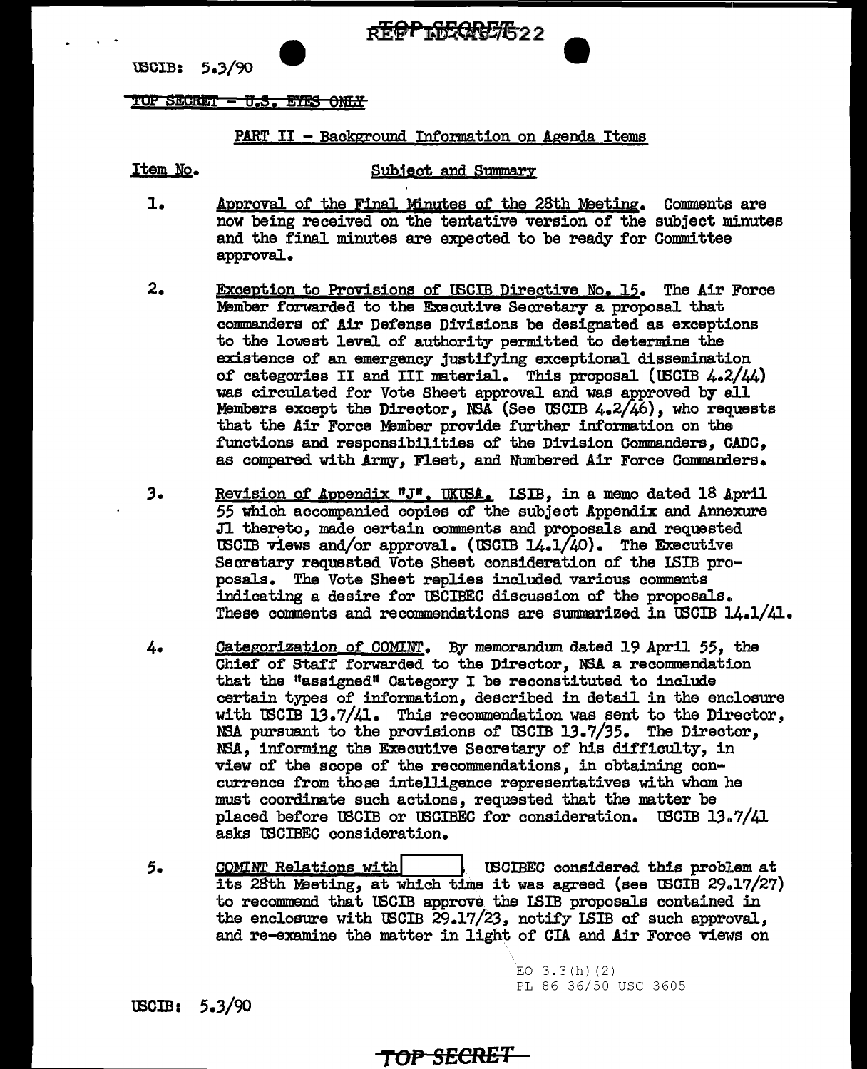USCIB: 5.3/90

TOP SECRET - U.S. EYES ONLY

PART II - Background Information on Agenda Items

Item No. Subject and Summary

1. Approval of the Final Minutes of the 28th Meeting. Comments are now being received on the tentative version of the subject minutes and the final minutes are expected to be ready for Committee approval.

2. Exception to Provisions of USCIB Directive No. 15. The Air Force Member forwarded to the Executive Secretary a proposal that commanders of Air Defense Divisions be designated as exceptions to the lowest level of authority permitted to determine the existence of an emergency justifying exceptional dissemination of categories II and III material. This proposal (USCIB 4.2/44) was circulated for Vote Sheet approval and was approved by all Members except the Director, NSA (See USCIB 4.2/46), who requests that the Air Force Member provide further information on the functions and responsibilities of the Division Commanders, CADC, as compared with Army, Fleet, and Numbered Air Force Commanders.

3. Revision of Appendix "J", UKUSA. LSIB, in a memo dated 18 April 55 which accompanied copies of the subject Appendix and Annexure J1 thereto, made certain comments and proposals and requested USCIB views and/or approval. (USCIB 14.1/40). The Executive Secretary requested Vote Sheet consideration of the LSIB proposals. The Vote Sheet replies included various comments indicating a desire for USCIBEC discussion of the proposals. These comments and recommendations are summarized in USCIB 14.1/41.

4. Categorization of COMINT. By memorandum dated 19 April 55, the Chief of Staff forwarded to the Director, NSA a recommendation that the "assigned" Category I be reconstituted to include certain types of information, described in detail in the enclosure with USCIB 13.7/41. This recommendation was sent to the Director, NSA pursuant to the provisions of USCIB 13.7/35. The Director, NSA, informing the Executive Secretary of his difficulty, in view of the scope of the recommendations, in obtaining concurrence from those intelligence representatives with whom he must coordinate such actions, requested that the matter be placed before USCIB or USCIBEC for consideration. USCIB 13.7/41 asks USCIBEC consideration.

5. COMINT Relations with [redacted]. USCIBEC considered this problem at its 28th Meeting, at which time it was agreed (see USCIB 29.17/27) to recommend that USCIB approve the LSIB proposals contained in the enclosure with USCIB 29.17/23, notify LSIB of such approval, and re-examine the matter in light of CIA and Air Force views on

EO 3.3(h)(2)
PL 86-36/50 USC 3605

USCIB: 5.3/90

TOP SECRET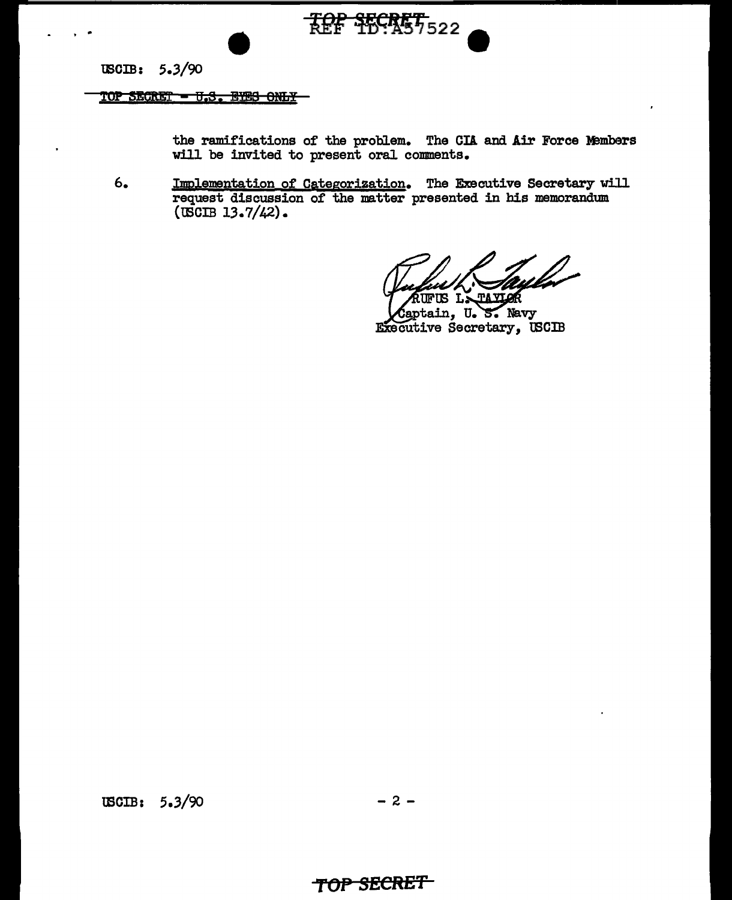USCIB: 5.3/90

~~TOP SECRET - U.S. EYES ONLY~~

the ramifications of the problem. The CIA and Air Force Members will be invited to present oral comments.

6. Implementation of Categorization. The Executive Secretary will request discussion of the matter presented in his memorandum (USCIB 13.7/42).

RUFUS L. TAYLOR
Captain, U. S. Navy
Executive Secretary, USCIB

USCIB: 5.3/90

TOP SECRET